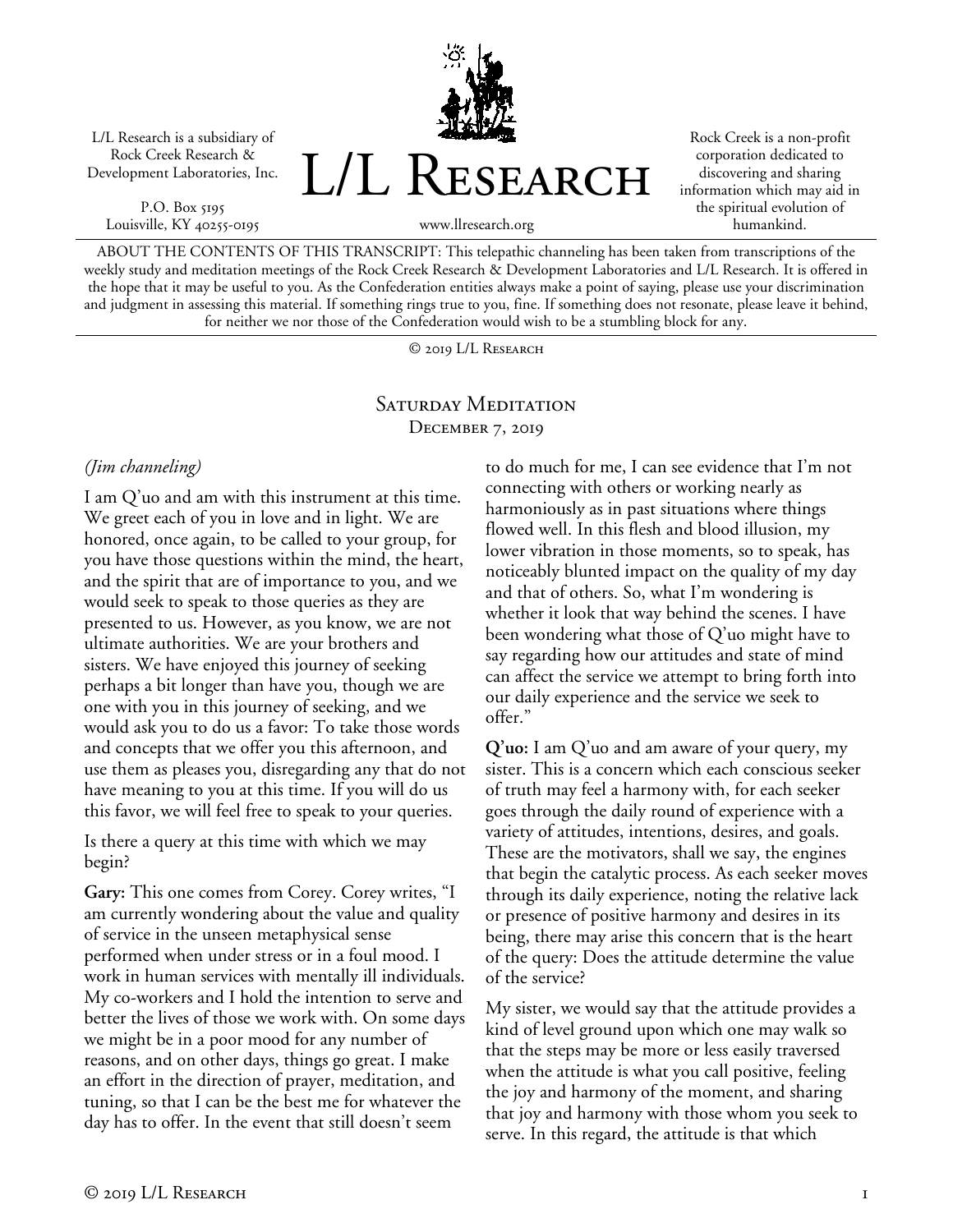L/L Research is a subsidiary of Rock Creek Research & Development Laboratories, Inc.

P.O. Box 5195
Louisville, KY 40255-0195

# L/L Research

www.llresearch.org

Rock Creek is a non-profit corporation dedicated to discovering and sharing information which may aid in the spiritual evolution of humankind.

ABOUT THE CONTENTS OF THIS TRANSCRIPT: This telepathic channeling has been taken from transcriptions of the weekly study and meditation meetings of the Rock Creek Research & Development Laboratories and L/L Research. It is offered in the hope that it may be useful to you. As the Confederation entities always make a point of saying, please use your discrimination and judgment in assessing this material. If something rings true to you, fine. If something does not resonate, please leave it behind, for neither we nor those of the Confederation would wish to be a stumbling block for any.

© 2019 L/L Research

## Saturday Meditation
December 7, 2019

*(Jim channeling)*

I am Q'uo and am with this instrument at this time. We greet each of you in love and in light. We are honored, once again, to be called to your group, for you have those questions within the mind, the heart, and the spirit that are of importance to you, and we would seek to speak to those queries as they are presented to us. However, as you know, we are not ultimate authorities. We are your brothers and sisters. We have enjoyed this journey of seeking perhaps a bit longer than have you, though we are one with you in this journey of seeking, and we would ask you to do us a favor: To take those words and concepts that we offer you this afternoon, and use them as pleases you, disregarding any that do not have meaning to you at this time. If you will do us this favor, we will feel free to speak to your queries.

Is there a query at this time with which we may begin?

**Gary:** This one comes from Corey. Corey writes, "I am currently wondering about the value and quality of service in the unseen metaphysical sense performed when under stress or in a foul mood. I work in human services with mentally ill individuals. My co-workers and I hold the intention to serve and better the lives of those we work with. On some days we might be in a poor mood for any number of reasons, and on other days, things go great. I make an effort in the direction of prayer, meditation, and tuning, so that I can be the best me for whatever the day has to offer. In the event that still doesn't seem to do much for me, I can see evidence that I'm not connecting with others or working nearly as harmoniously as in past situations where things flowed well. In this flesh and blood illusion, my lower vibration in those moments, so to speak, has noticeably blunted impact on the quality of my day and that of others. So, what I'm wondering is whether it look that way behind the scenes. I have been wondering what those of Q'uo might have to say regarding how our attitudes and state of mind can affect the service we attempt to bring forth into our daily experience and the service we seek to offer."

**Q'uo:** I am Q'uo and am aware of your query, my sister. This is a concern which each conscious seeker of truth may feel a harmony with, for each seeker goes through the daily round of experience with a variety of attitudes, intentions, desires, and goals. These are the motivators, shall we say, the engines that begin the catalytic process. As each seeker moves through its daily experience, noting the relative lack or presence of positive harmony and desires in its being, there may arise this concern that is the heart of the query: Does the attitude determine the value of the service?

My sister, we would say that the attitude provides a kind of level ground upon which one may walk so that the steps may be more or less easily traversed when the attitude is what you call positive, feeling the joy and harmony of the moment, and sharing that joy and harmony with those whom you seek to serve. In this regard, the attitude is that which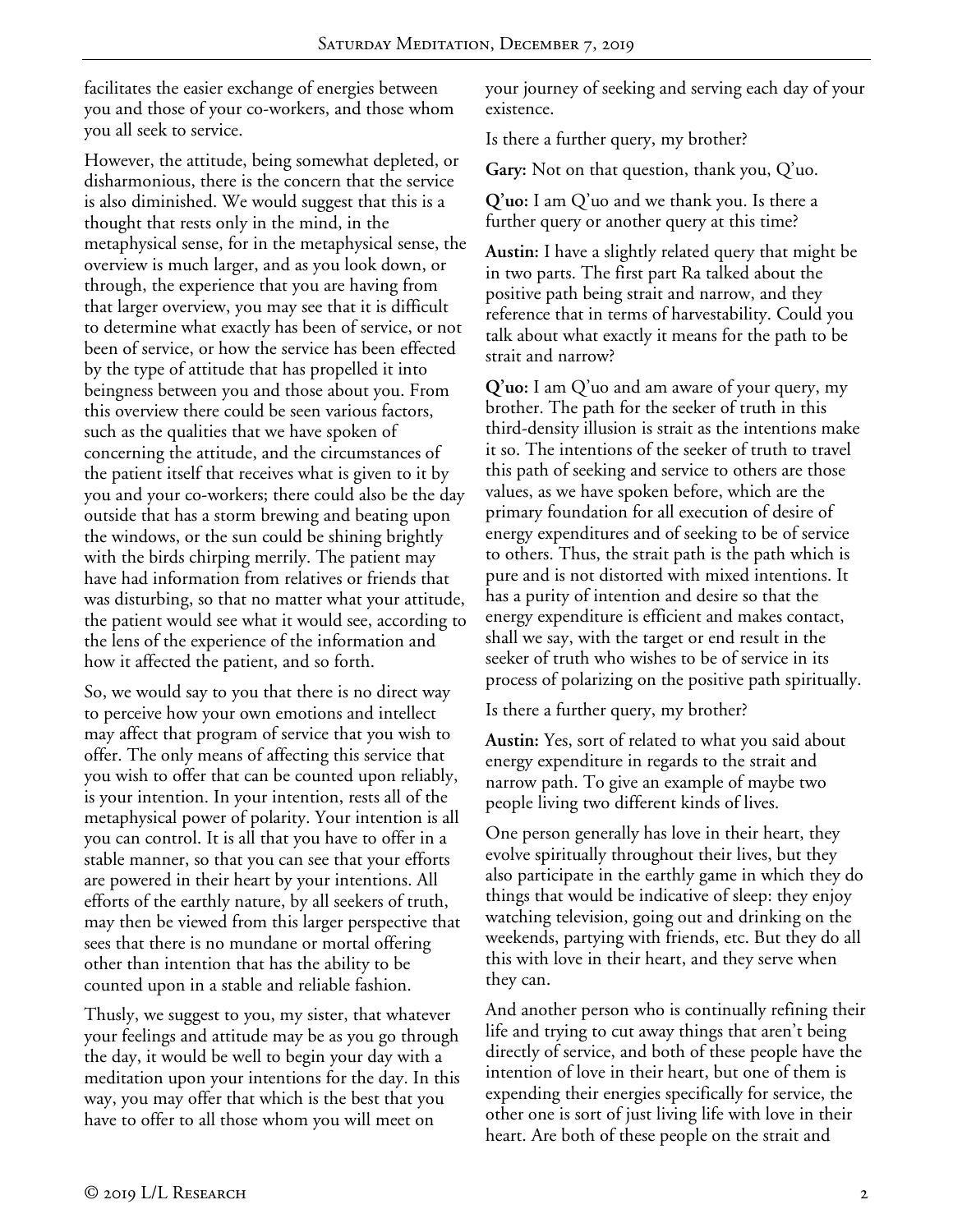facilitates the easier exchange of energies between you and those of your co-workers, and those whom you all seek to service.

However, the attitude, being somewhat depleted, or disharmonious, there is the concern that the service is also diminished. We would suggest that this is a thought that rests only in the mind, in the metaphysical sense, for in the metaphysical sense, the overview is much larger, and as you look down, or through, the experience that you are having from that larger overview, you may see that it is difficult to determine what exactly has been of service, or not been of service, or how the service has been effected by the type of attitude that has propelled it into beingness between you and those about you. From this overview there could be seen various factors, such as the qualities that we have spoken of concerning the attitude, and the circumstances of the patient itself that receives what is given to it by you and your co-workers; there could also be the day outside that has a storm brewing and beating upon the windows, or the sun could be shining brightly with the birds chirping merrily. The patient may have had information from relatives or friends that was disturbing, so that no matter what your attitude, the patient would see what it would see, according to the lens of the experience of the information and how it affected the patient, and so forth.

So, we would say to you that there is no direct way to perceive how your own emotions and intellect may affect that program of service that you wish to offer. The only means of affecting this service that you wish to offer that can be counted upon reliably, is your intention. In your intention, rests all of the metaphysical power of polarity. Your intention is all you can control. It is all that you have to offer in a stable manner, so that you can see that your efforts are powered in their heart by your intentions. All efforts of the earthly nature, by all seekers of truth, may then be viewed from this larger perspective that sees that there is no mundane or mortal offering other than intention that has the ability to be counted upon in a stable and reliable fashion.

Thusly, we suggest to you, my sister, that whatever your feelings and attitude may be as you go through the day, it would be well to begin your day with a meditation upon your intentions for the day. In this way, you may offer that which is the best that you have to offer to all those whom you will meet on your journey of seeking and serving each day of your existence.

Is there a further query, my brother?

**Gary:** Not on that question, thank you, Q'uo.

**Q'uo:** I am Q'uo and we thank you. Is there a further query or another query at this time?

**Austin:** I have a slightly related query that might be in two parts. The first part Ra talked about the positive path being strait and narrow, and they reference that in terms of harvestability. Could you talk about what exactly it means for the path to be strait and narrow?

**Q'uo:** I am Q'uo and am aware of your query, my brother. The path for the seeker of truth in this third-density illusion is strait as the intentions make it so. The intentions of the seeker of truth to travel this path of seeking and service to others are those values, as we have spoken before, which are the primary foundation for all execution of desire of energy expenditures and of seeking to be of service to others. Thus, the strait path is the path which is pure and is not distorted with mixed intentions. It has a purity of intention and desire so that the energy expenditure is efficient and makes contact, shall we say, with the target or end result in the seeker of truth who wishes to be of service in its process of polarizing on the positive path spiritually.

Is there a further query, my brother?

**Austin:** Yes, sort of related to what you said about energy expenditure in regards to the strait and narrow path. To give an example of maybe two people living two different kinds of lives.

One person generally has love in their heart, they evolve spiritually throughout their lives, but they also participate in the earthly game in which they do things that would be indicative of sleep: they enjoy watching television, going out and drinking on the weekends, partying with friends, etc. But they do all this with love in their heart, and they serve when they can.

And another person who is continually refining their life and trying to cut away things that aren't being directly of service, and both of these people have the intention of love in their heart, but one of them is expending their energies specifically for service, the other one is sort of just living life with love in their heart. Are both of these people on the strait and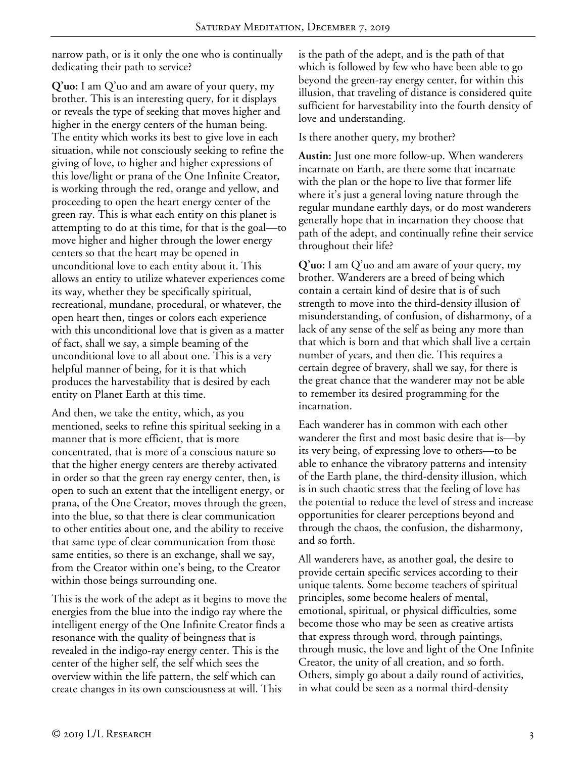narrow path, or is it only the one who is continually dedicating their path to service?

**Q'uo:** I am Q'uo and am aware of your query, my brother. This is an interesting query, for it displays or reveals the type of seeking that moves higher and higher in the energy centers of the human being. The entity which works its best to give love in each situation, while not consciously seeking to refine the giving of love, to higher and higher expressions of this love/light or prana of the One Infinite Creator, is working through the red, orange and yellow, and proceeding to open the heart energy center of the green ray. This is what each entity on this planet is attempting to do at this time, for that is the goal—to move higher and higher through the lower energy centers so that the heart may be opened in unconditional love to each entity about it. This allows an entity to utilize whatever experiences come its way, whether they be specifically spiritual, recreational, mundane, procedural, or whatever, the open heart then, tinges or colors each experience with this unconditional love that is given as a matter of fact, shall we say, a simple beaming of the unconditional love to all about one. This is a very helpful manner of being, for it is that which produces the harvestability that is desired by each entity on Planet Earth at this time.

And then, we take the entity, which, as you mentioned, seeks to refine this spiritual seeking in a manner that is more efficient, that is more concentrated, that is more of a conscious nature so that the higher energy centers are thereby activated in order so that the green ray energy center, then, is open to such an extent that the intelligent energy, or prana, of the One Creator, moves through the green, into the blue, so that there is clear communication to other entities about one, and the ability to receive that same type of clear communication from those same entities, so there is an exchange, shall we say, from the Creator within one's being, to the Creator within those beings surrounding one.

This is the work of the adept as it begins to move the energies from the blue into the indigo ray where the intelligent energy of the One Infinite Creator finds a resonance with the quality of beingness that is revealed in the indigo-ray energy center. This is the center of the higher self, the self which sees the overview within the life pattern, the self which can create changes in its own consciousness at will. This is the path of the adept, and is the path of that which is followed by few who have been able to go beyond the green-ray energy center, for within this illusion, that traveling of distance is considered quite sufficient for harvestability into the fourth density of love and understanding.

Is there another query, my brother?

**Austin:** Just one more follow-up. When wanderers incarnate on Earth, are there some that incarnate with the plan or the hope to live that former life where it's just a general loving nature through the regular mundane earthly days, or do most wanderers generally hope that in incarnation they choose that path of the adept, and continually refine their service throughout their life?

**Q'uo:** I am Q'uo and am aware of your query, my brother. Wanderers are a breed of being which contain a certain kind of desire that is of such strength to move into the third-density illusion of misunderstanding, of confusion, of disharmony, of a lack of any sense of the self as being any more than that which is born and that which shall live a certain number of years, and then die. This requires a certain degree of bravery, shall we say, for there is the great chance that the wanderer may not be able to remember its desired programming for the incarnation.

Each wanderer has in common with each other wanderer the first and most basic desire that is—by its very being, of expressing love to others—to be able to enhance the vibratory patterns and intensity of the Earth plane, the third-density illusion, which is in such chaotic stress that the feeling of love has the potential to reduce the level of stress and increase opportunities for clearer perceptions beyond and through the chaos, the confusion, the disharmony, and so forth.

All wanderers have, as another goal, the desire to provide certain specific services according to their unique talents. Some become teachers of spiritual principles, some become healers of mental, emotional, spiritual, or physical difficulties, some become those who may be seen as creative artists that express through word, through paintings, through music, the love and light of the One Infinite Creator, the unity of all creation, and so forth. Others, simply go about a daily round of activities, in what could be seen as a normal third-density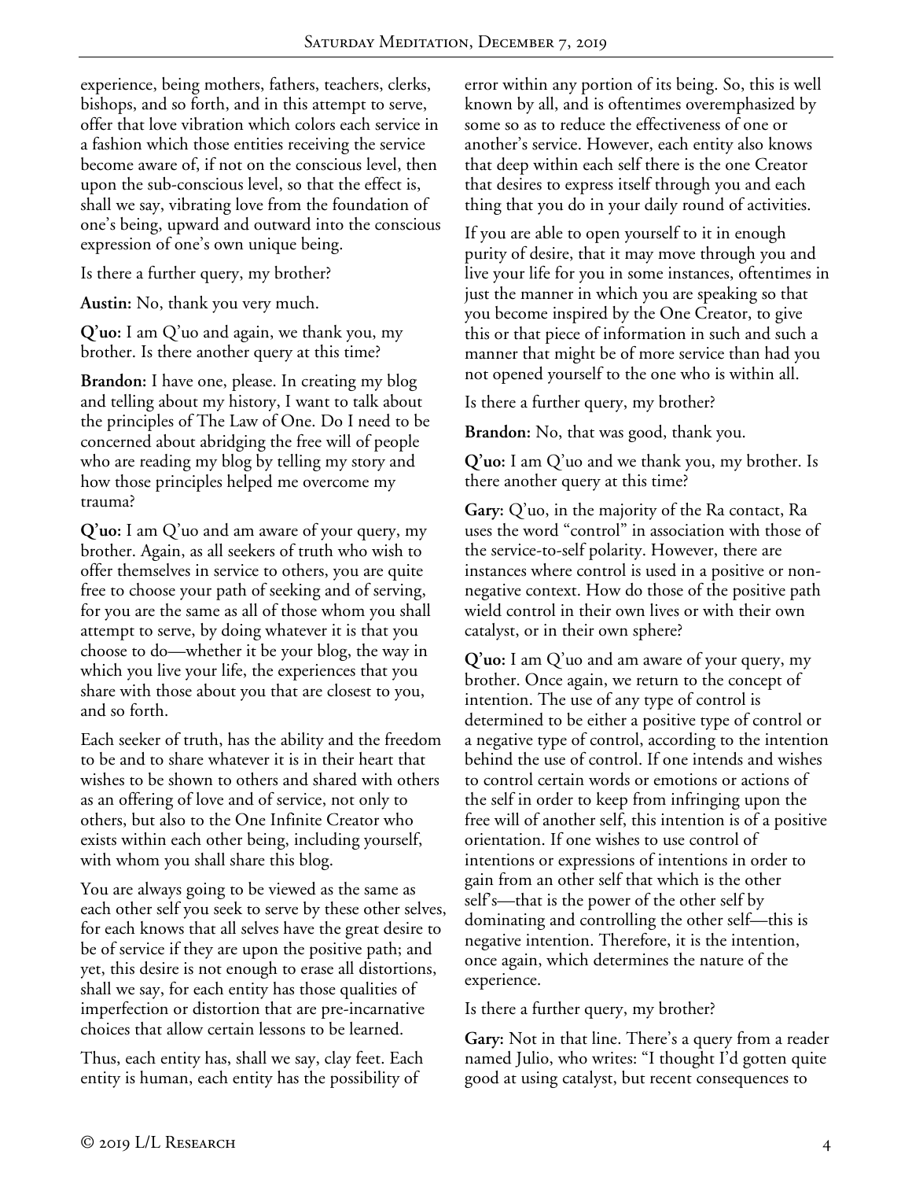experience, being mothers, fathers, teachers, clerks, bishops, and so forth, and in this attempt to serve, offer that love vibration which colors each service in a fashion which those entities receiving the service become aware of, if not on the conscious level, then upon the sub-conscious level, so that the effect is, shall we say, vibrating love from the foundation of one's being, upward and outward into the conscious expression of one's own unique being.

Is there a further query, my brother?

**Austin:** No, thank you very much.

**Q'uo:** I am Q'uo and again, we thank you, my brother. Is there another query at this time?

**Brandon:** I have one, please. In creating my blog and telling about my history, I want to talk about the principles of The Law of One. Do I need to be concerned about abridging the free will of people who are reading my blog by telling my story and how those principles helped me overcome my trauma?

**Q'uo:** I am Q'uo and am aware of your query, my brother. Again, as all seekers of truth who wish to offer themselves in service to others, you are quite free to choose your path of seeking and of serving, for you are the same as all of those whom you shall attempt to serve, by doing whatever it is that you choose to do—whether it be your blog, the way in which you live your life, the experiences that you share with those about you that are closest to you, and so forth.

Each seeker of truth, has the ability and the freedom to be and to share whatever it is in their heart that wishes to be shown to others and shared with others as an offering of love and of service, not only to others, but also to the One Infinite Creator who exists within each other being, including yourself, with whom you shall share this blog.

You are always going to be viewed as the same as each other self you seek to serve by these other selves, for each knows that all selves have the great desire to be of service if they are upon the positive path; and yet, this desire is not enough to erase all distortions, shall we say, for each entity has those qualities of imperfection or distortion that are pre-incarnative choices that allow certain lessons to be learned.

Thus, each entity has, shall we say, clay feet. Each entity is human, each entity has the possibility of error within any portion of its being. So, this is well known by all, and is oftentimes overemphasized by some so as to reduce the effectiveness of one or another's service. However, each entity also knows that deep within each self there is the one Creator that desires to express itself through you and each thing that you do in your daily round of activities.

If you are able to open yourself to it in enough purity of desire, that it may move through you and live your life for you in some instances, oftentimes in just the manner in which you are speaking so that you become inspired by the One Creator, to give this or that piece of information in such and such a manner that might be of more service than had you not opened yourself to the one who is within all.

Is there a further query, my brother?

**Brandon:** No, that was good, thank you.

**Q'uo:** I am Q'uo and we thank you, my brother. Is there another query at this time?

**Gary:** Q'uo, in the majority of the Ra contact, Ra uses the word "control" in association with those of the service-to-self polarity. However, there are instances where control is used in a positive or non-negative context. How do those of the positive path wield control in their own lives or with their own catalyst, or in their own sphere?

**Q'uo:** I am Q'uo and am aware of your query, my brother. Once again, we return to the concept of intention. The use of any type of control is determined to be either a positive type of control or a negative type of control, according to the intention behind the use of control. If one intends and wishes to control certain words or emotions or actions of the self in order to keep from infringing upon the free will of another self, this intention is of a positive orientation. If one wishes to use control of intentions or expressions of intentions in order to gain from an other self that which is the other self's—that is the power of the other self by dominating and controlling the other self—this is negative intention. Therefore, it is the intention, once again, which determines the nature of the experience.

Is there a further query, my brother?

**Gary:** Not in that line. There's a query from a reader named Julio, who writes: "I thought I'd gotten quite good at using catalyst, but recent consequences to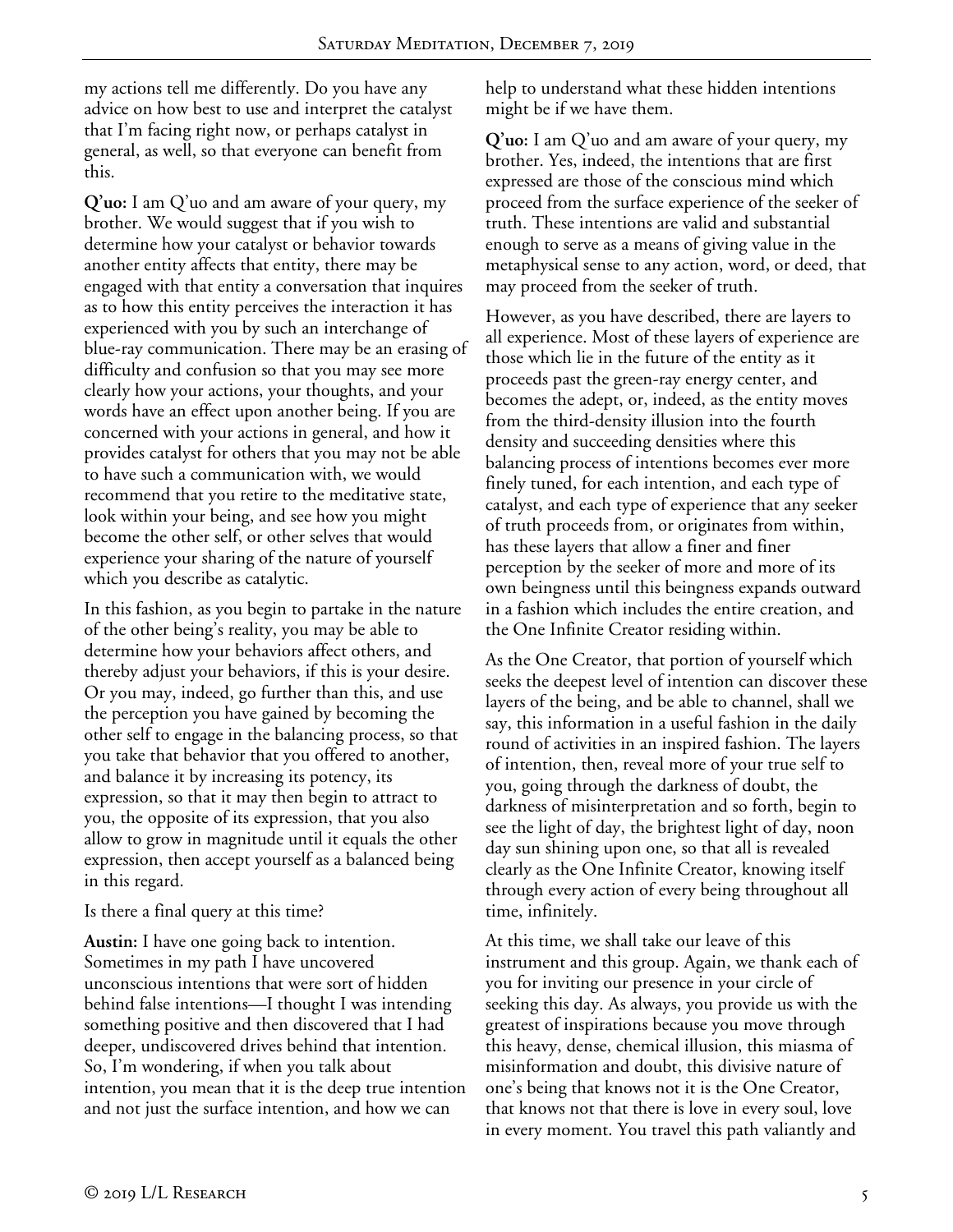my actions tell me differently. Do you have any advice on how best to use and interpret the catalyst that I'm facing right now, or perhaps catalyst in general, as well, so that everyone can benefit from this.

**Q'uo:** I am Q'uo and am aware of your query, my brother. We would suggest that if you wish to determine how your catalyst or behavior towards another entity affects that entity, there may be engaged with that entity a conversation that inquires as to how this entity perceives the interaction it has experienced with you by such an interchange of blue-ray communication. There may be an erasing of difficulty and confusion so that you may see more clearly how your actions, your thoughts, and your words have an effect upon another being. If you are concerned with your actions in general, and how it provides catalyst for others that you may not be able to have such a communication with, we would recommend that you retire to the meditative state, look within your being, and see how you might become the other self, or other selves that would experience your sharing of the nature of yourself which you describe as catalytic.

In this fashion, as you begin to partake in the nature of the other being's reality, you may be able to determine how your behaviors affect others, and thereby adjust your behaviors, if this is your desire. Or you may, indeed, go further than this, and use the perception you have gained by becoming the other self to engage in the balancing process, so that you take that behavior that you offered to another, and balance it by increasing its potency, its expression, so that it may then begin to attract to you, the opposite of its expression, that you also allow to grow in magnitude until it equals the other expression, then accept yourself as a balanced being in this regard.

Is there a final query at this time?

**Austin:** I have one going back to intention. Sometimes in my path I have uncovered unconscious intentions that were sort of hidden behind false intentions—I thought I was intending something positive and then discovered that I had deeper, undiscovered drives behind that intention. So, I'm wondering, if when you talk about intention, you mean that it is the deep true intention and not just the surface intention, and how we can help to understand what these hidden intentions might be if we have them.

**Q'uo:** I am Q'uo and am aware of your query, my brother. Yes, indeed, the intentions that are first expressed are those of the conscious mind which proceed from the surface experience of the seeker of truth. These intentions are valid and substantial enough to serve as a means of giving value in the metaphysical sense to any action, word, or deed, that may proceed from the seeker of truth.

However, as you have described, there are layers to all experience. Most of these layers of experience are those which lie in the future of the entity as it proceeds past the green-ray energy center, and becomes the adept, or, indeed, as the entity moves from the third-density illusion into the fourth density and succeeding densities where this balancing process of intentions becomes ever more finely tuned, for each intention, and each type of catalyst, and each type of experience that any seeker of truth proceeds from, or originates from within, has these layers that allow a finer and finer perception by the seeker of more and more of its own beingness until this beingness expands outward in a fashion which includes the entire creation, and the One Infinite Creator residing within.

As the One Creator, that portion of yourself which seeks the deepest level of intention can discover these layers of the being, and be able to channel, shall we say, this information in a useful fashion in the daily round of activities in an inspired fashion. The layers of intention, then, reveal more of your true self to you, going through the darkness of doubt, the darkness of misinterpretation and so forth, begin to see the light of day, the brightest light of day, noon day sun shining upon one, so that all is revealed clearly as the One Infinite Creator, knowing itself through every action of every being throughout all time, infinitely.

At this time, we shall take our leave of this instrument and this group. Again, we thank each of you for inviting our presence in your circle of seeking this day. As always, you provide us with the greatest of inspirations because you move through this heavy, dense, chemical illusion, this miasma of misinformation and doubt, this divisive nature of one's being that knows not it is the One Creator, that knows not that there is love in every soul, love in every moment. You travel this path valiantly and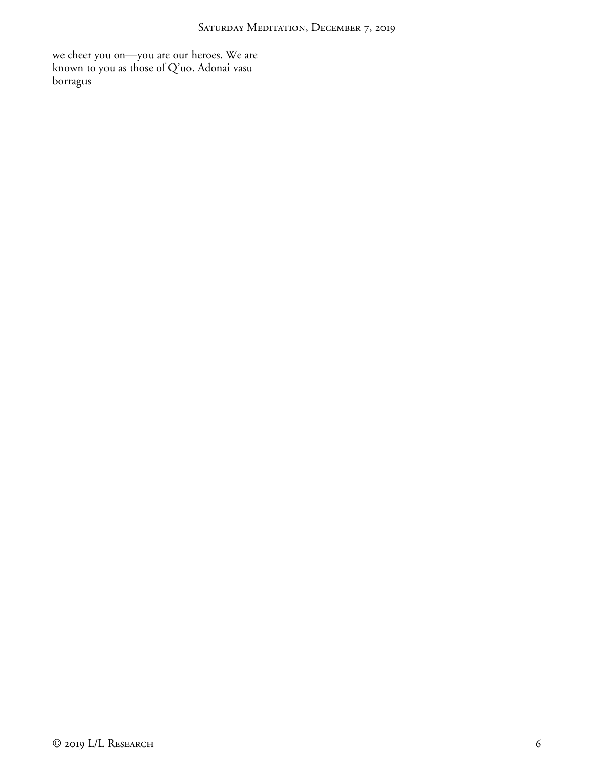we cheer you on—you are our heroes. We are known to you as those of Q'uo. Adonai vasu borragus